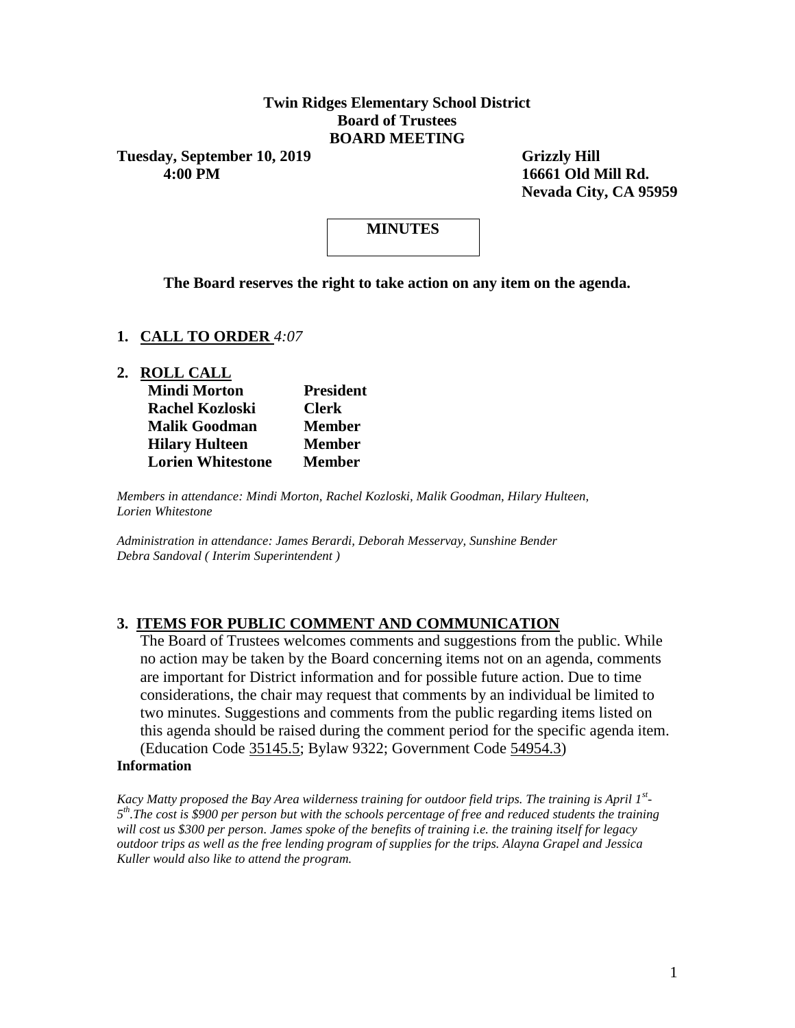**Twin Ridges Elementary School District**
**Board of Trustees**
**BOARD MEETING**

**Tuesday, September 10, 2019**
**4:00 PM**

**Grizzly Hill**
**16661 Old Mill Rd.**
**Nevada City, CA 95959**

**MINUTES**

**The Board reserves the right to take action on any item on the agenda.**

1. **CALL TO ORDER** *4:07*

2. **ROLL CALL**

| | |
|---|---|
| **Mindi Morton** | **President** |
| **Rachel Kozloski** | **Clerk** |
| **Malik Goodman** | **Member** |
| **Hilary Hulteen** | **Member** |
| **Lorien Whitestone** | **Member** |

*Members in attendance: Mindi Morton, Rachel Kozloski, Malik Goodman, Hilary Hulteen, Lorien Whitestone*

*Administration in attendance: James Berardi, Deborah Messervay, Sunshine Bender*
*Debra Sandoval ( Interim Superintendent )*

3. **ITEMS FOR PUBLIC COMMENT AND COMMUNICATION**

The Board of Trustees welcomes comments and suggestions from the public. While no action may be taken by the Board concerning items not on an agenda, comments are important for District information and for possible future action. Due to time considerations, the chair may request that comments by an individual be limited to two minutes. Suggestions and comments from the public regarding items listed on this agenda should be raised during the comment period for the specific agenda item. (Education Code 35145.5; Bylaw 9322; Government Code 54954.3)

**Information**

*Kacy Matty proposed the Bay Area wilderness training for outdoor field trips. The training is April 1st-5th.The cost is $900 per person but with the schools percentage of free and reduced students the training will cost us $300 per person. James spoke of the benefits of training i.e. the training itself for legacy outdoor trips as well as the free lending program of supplies for the trips. Alayna Grapel and Jessica Kuller would also like to attend the program.*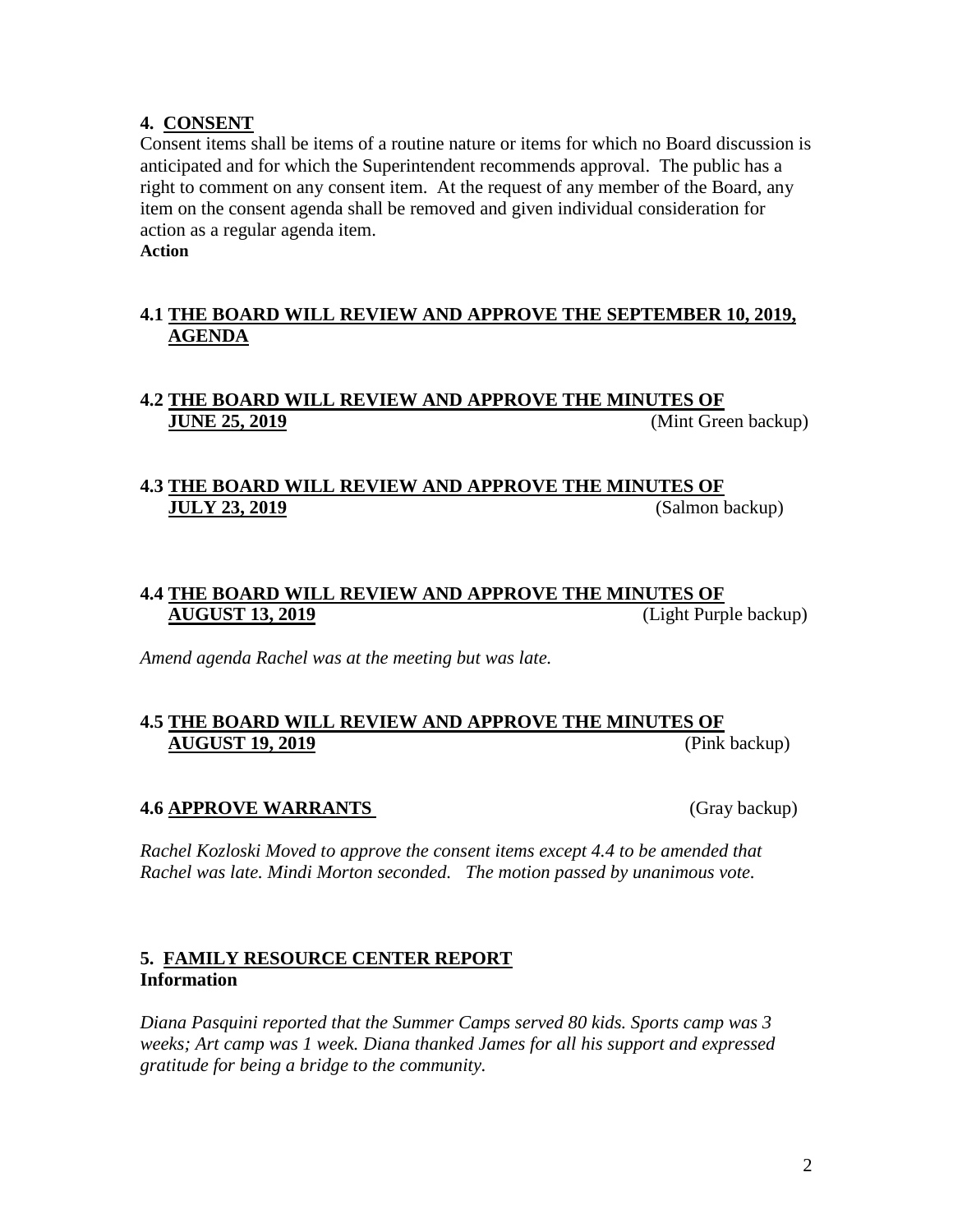## 4. <u>CONSENT</u>

Consent items shall be items of a routine nature or items for which no Board discussion is anticipated and for which the Superintendent recommends approval. The public has a right to comment on any consent item. At the request of any member of the Board, any item on the consent agenda shall be removed and given individual consideration for action as a regular agenda item.

**Action**

### 4.1 <u>THE BOARD WILL REVIEW AND APPROVE THE SEPTEMBER 10, 2019, AGENDA</u>

### 4.2 <u>THE BOARD WILL REVIEW AND APPROVE THE MINUTES OF JUNE 25, 2019</u> (Mint Green backup)

### 4.3 <u>THE BOARD WILL REVIEW AND APPROVE THE MINUTES OF JULY 23, 2019</u> (Salmon backup)

### 4.4 <u>THE BOARD WILL REVIEW AND APPROVE THE MINUTES OF AUGUST 13, 2019</u> (Light Purple backup)

*Amend agenda Rachel was at the meeting but was late.*

### 4.5 <u>THE BOARD WILL REVIEW AND APPROVE THE MINUTES OF AUGUST 19, 2019</u> (Pink backup)

### 4.6 <u>APPROVE WARRANTS</u> (Gray backup)

*Rachel Kozloski Moved to approve the consent items except 4.4 to be amended that Rachel was late. Mindi Morton seconded. The motion passed by unanimous vote.*

## 5. <u>FAMILY RESOURCE CENTER REPORT</u>

**Information**

*Diana Pasquini reported that the Summer Camps served 80 kids. Sports camp was 3 weeks; Art camp was 1 week. Diana thanked James for all his support and expressed gratitude for being a bridge to the community.*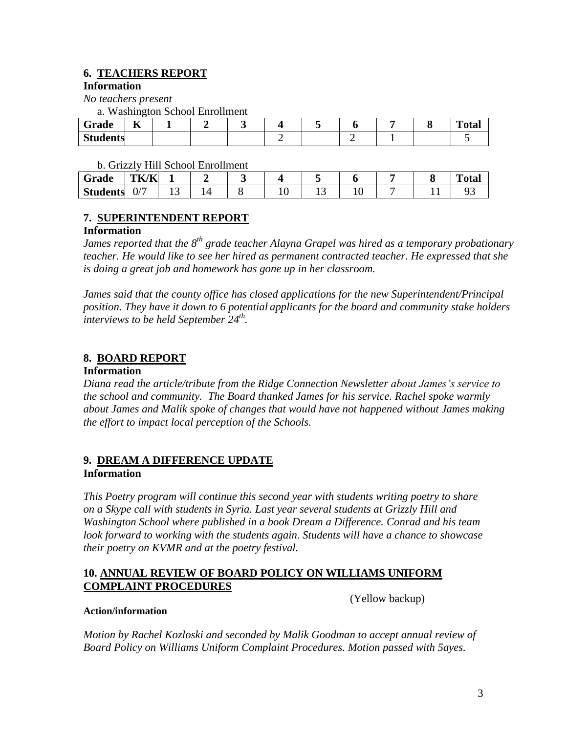## 6. TEACHERS REPORT

**Information**

*No teachers present*

a. Washington School Enrollment

| Grade | K | 1 | 2 | 3 | 4 | 5 | 6 | 7 | 8 | Total |
|---|---|---|---|---|---|---|---|---|---|---|
| Students | | | | | 2 | | 2 | 1 | | 5 |

b. Grizzly Hill School Enrollment

| Grade | TK/K | 1 | 2 | 3 | 4 | 5 | 6 | 7 | 8 | Total |
|---|---|---|---|---|---|---|---|---|---|---|
| Students | 0/7 | 13 | 14 | 8 | 10 | 13 | 10 | 7 | 11 | 93 |

## 7. SUPERINTENDENT REPORT

**Information**

*James reported that the 8th grade teacher Alayna Grapel was hired as a temporary probationary teacher. He would like to see her hired as permanent contracted teacher. He expressed that she is doing a great job and homework has gone up in her classroom.*

*James said that the county office has closed applications for the new Superintendent/Principal position. They have it down to 6 potential applicants for the board and community stake holders interviews to be held September 24th.*

## 8. BOARD REPORT

**Information**

*Diana read the article/tribute from the Ridge Connection Newsletter about James's service to the school and community. The Board thanked James for his service. Rachel spoke warmly about James and Malik spoke of changes that would have not happened without James making the effort to impact local perception of the Schools.*

## 9. DREAM A DIFFERENCE UPDATE

**Information**

*This Poetry program will continue this second year with students writing poetry to share on a Skype call with students in Syria. Last year several students at Grizzly Hill and Washington School where published in a book Dream a Difference. Conrad and his team look forward to working with the students again. Students will have a chance to showcase their poetry on KVMR and at the poetry festival.*

## 10. ANNUAL REVIEW OF BOARD POLICY ON WILLIAMS UNIFORM COMPLAINT PROCEDURES

(Yellow backup)

**Action/information**

*Motion by Rachel Kozloski and seconded by Malik Goodman to accept annual review of Board Policy on Williams Uniform Complaint Procedures. Motion passed with 5ayes.*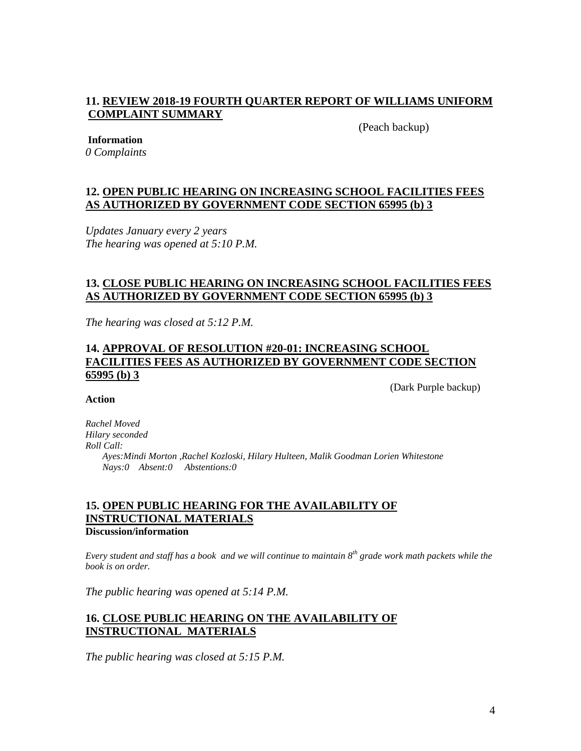**11. <u>REVIEW 2018-19 FOURTH QUARTER REPORT OF WILLIAMS UNIFORM COMPLAINT SUMMARY</u>**

(Peach backup)

**Information**

*0 Complaints*

**12. <u>OPEN PUBLIC HEARING ON INCREASING SCHOOL FACILITIES FEES AS AUTHORIZED BY GOVERNMENT CODE SECTION 65995 (b) 3</u>**

*Updates January every 2 years*
*The hearing was opened at 5:10 P.M.*

**13. <u>CLOSE PUBLIC HEARING ON INCREASING SCHOOL FACILITIES FEES AS AUTHORIZED BY GOVERNMENT CODE SECTION 65995 (b) 3</u>**

*The hearing was closed at 5:12 P.M.*

**14. <u>APPROVAL OF RESOLUTION #20-01: INCREASING SCHOOL FACILITIES FEES AS AUTHORIZED BY GOVERNMENT CODE SECTION 65995 (b) 3</u>**

(Dark Purple backup)

**Action**

*Rachel Moved*
*Hilary seconded*
*Roll Call:*
*Ayes:Mindi Morton ,Rachel Kozloski, Hilary Hulteen, Malik Goodman Lorien Whitestone*
*Nays:0 Absent:0 Abstentions:0*

**15. <u>OPEN PUBLIC HEARING FOR THE AVAILABILITY OF INSTRUCTIONAL MATERIALS</u>**
**Discussion/information**

*Every student and staff has a book and we will continue to maintain 8th grade work math packets while the book is on order.*

*The public hearing was opened at 5:14 P.M.*

**16. <u>CLOSE PUBLIC HEARING ON THE AVAILABILITY OF INSTRUCTIONAL MATERIALS</u>**

*The public hearing was closed at 5:15 P.M.*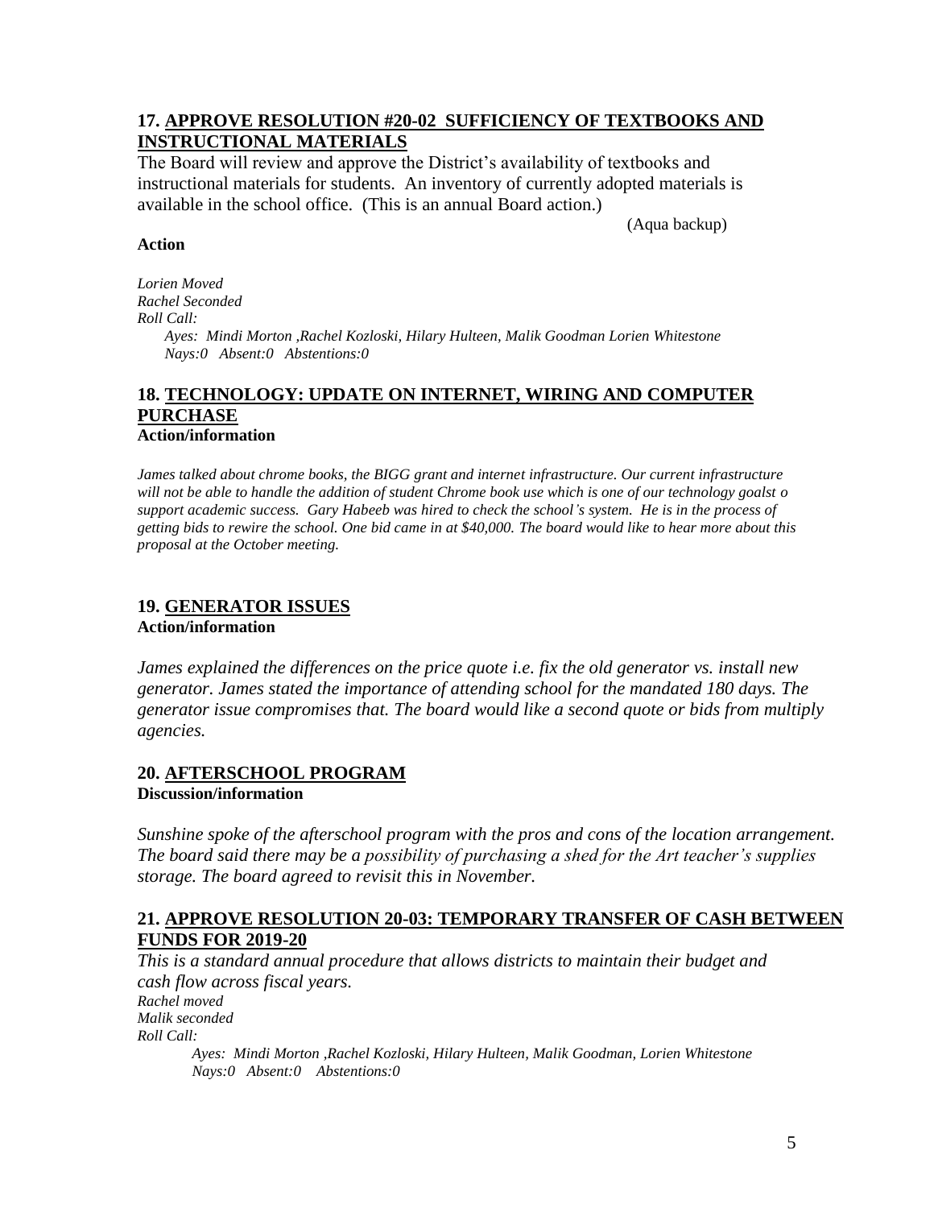## 17. APPROVE RESOLUTION #20-02 SUFFICIENCY OF TEXTBOOKS AND INSTRUCTIONAL MATERIALS

The Board will review and approve the District's availability of textbooks and instructional materials for students. An inventory of currently adopted materials is available in the school office. (This is an annual Board action.)

(Aqua backup)

**Action**

*Lorien Moved*
*Rachel Seconded*
*Roll Call:*
*Ayes: Mindi Morton ,Rachel Kozloski, Hilary Hulteen, Malik Goodman Lorien Whitestone*
*Nays:0 Absent:0 Abstentions:0*

## 18. TECHNOLOGY: UPDATE ON INTERNET, WIRING AND COMPUTER PURCHASE

**Action/information**

*James talked about chrome books, the BIGG grant and internet infrastructure. Our current infrastructure will not be able to handle the addition of student Chrome book use which is one of our technology goalst o support academic success. Gary Habeeb was hired to check the school's system. He is in the process of getting bids to rewire the school. One bid came in at $40,000. The board would like to hear more about this proposal at the October meeting.*

## 19. GENERATOR ISSUES

**Action/information**

*James explained the differences on the price quote i.e. fix the old generator vs. install new generator. James stated the importance of attending school for the mandated 180 days. The generator issue compromises that. The board would like a second quote or bids from multiply agencies.*

## 20. AFTERSCHOOL PROGRAM

**Discussion/information**

*Sunshine spoke of the afterschool program with the pros and cons of the location arrangement. The board said there may be a possibility of purchasing a shed for the Art teacher's supplies storage. The board agreed to revisit this in November.*

## 21. APPROVE RESOLUTION 20-03: TEMPORARY TRANSFER OF CASH BETWEEN FUNDS FOR 2019-20

*This is a standard annual procedure that allows districts to maintain their budget and cash flow across fiscal years.*

*Rachel moved*
*Malik seconded*
*Roll Call:*
*Ayes: Mindi Morton ,Rachel Kozloski, Hilary Hulteen, Malik Goodman, Lorien Whitestone*
*Nays:0 Absent:0 Abstentions:0*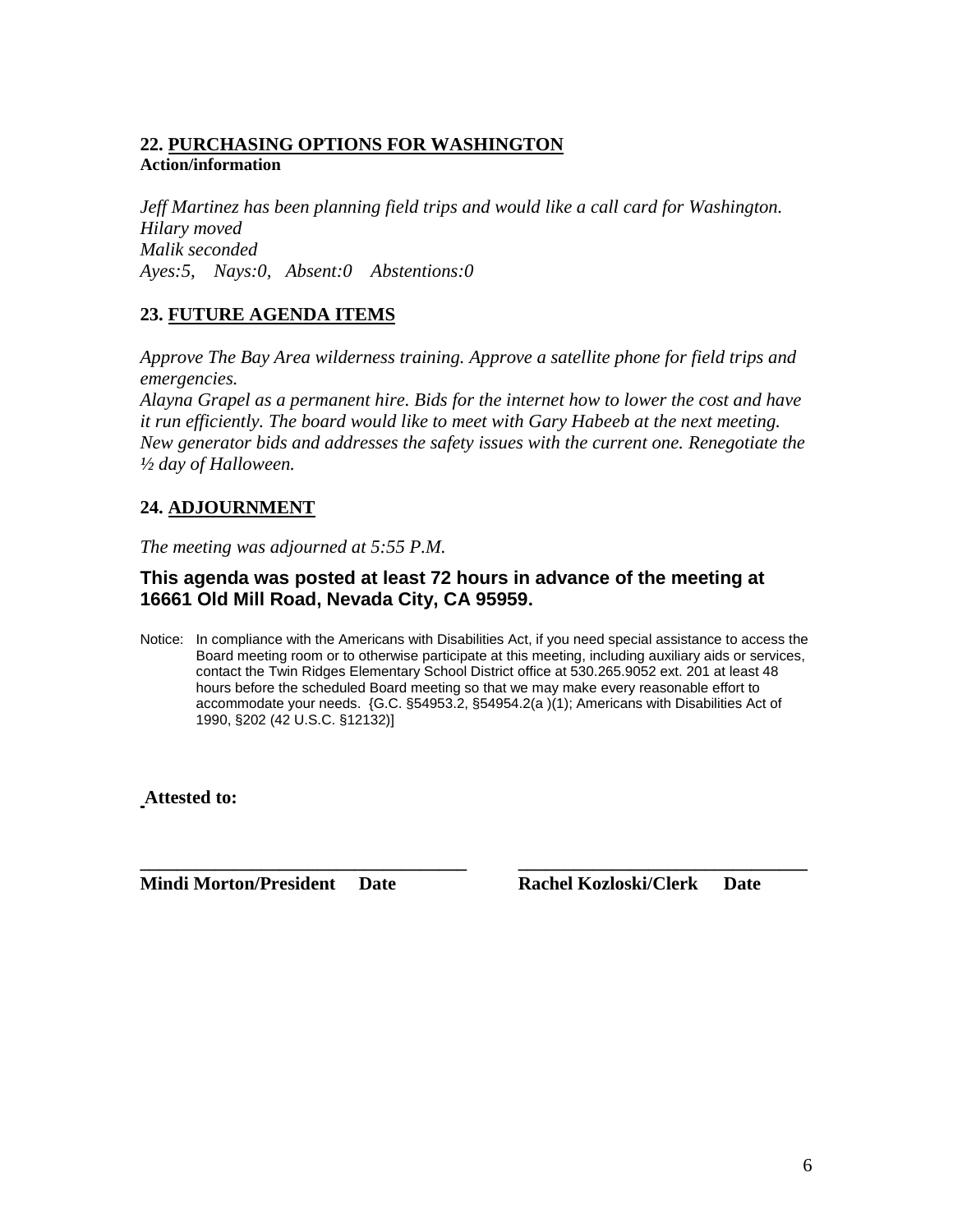### 22. PURCHASING OPTIONS FOR WASHINGTON

**Action/information**

*Jeff Martinez has been planning field trips and would like a call card for Washington.*
*Hilary moved*
*Malik seconded*
*Ayes:5, Nays:0, Absent:0 Abstentions:0*

### 23. FUTURE AGENDA ITEMS

*Approve The Bay Area wilderness training. Approve a satellite phone for field trips and emergencies.*
*Alayna Grapel as a permanent hire. Bids for the internet how to lower the cost and have it run efficiently. The board would like to meet with Gary Habeeb at the next meeting. New generator bids and addresses the safety issues with the current one. Renegotiate the ½ day of Halloween.*

### 24. ADJOURNMENT

*The meeting was adjourned at 5:55 P.M.*

**This agenda was posted at least 72 hours in advance of the meeting at 16661 Old Mill Road, Nevada City, CA 95959.**

Notice: In compliance with the Americans with Disabilities Act, if you need special assistance to access the Board meeting room or to otherwise participate at this meeting, including auxiliary aids or services, contact the Twin Ridges Elementary School District office at 530.265.9052 ext. 201 at least 48 hours before the scheduled Board meeting so that we may make every reasonable effort to accommodate your needs. {G.C. §54953.2, §54954.2(a )(1); Americans with Disabilities Act of 1990, §202 (42 U.S.C. §12132)]

**Attested to:**

**______________________________________ ______________________________________**

**Mindi Morton/President Date Rachel Kozloski/Clerk Date**